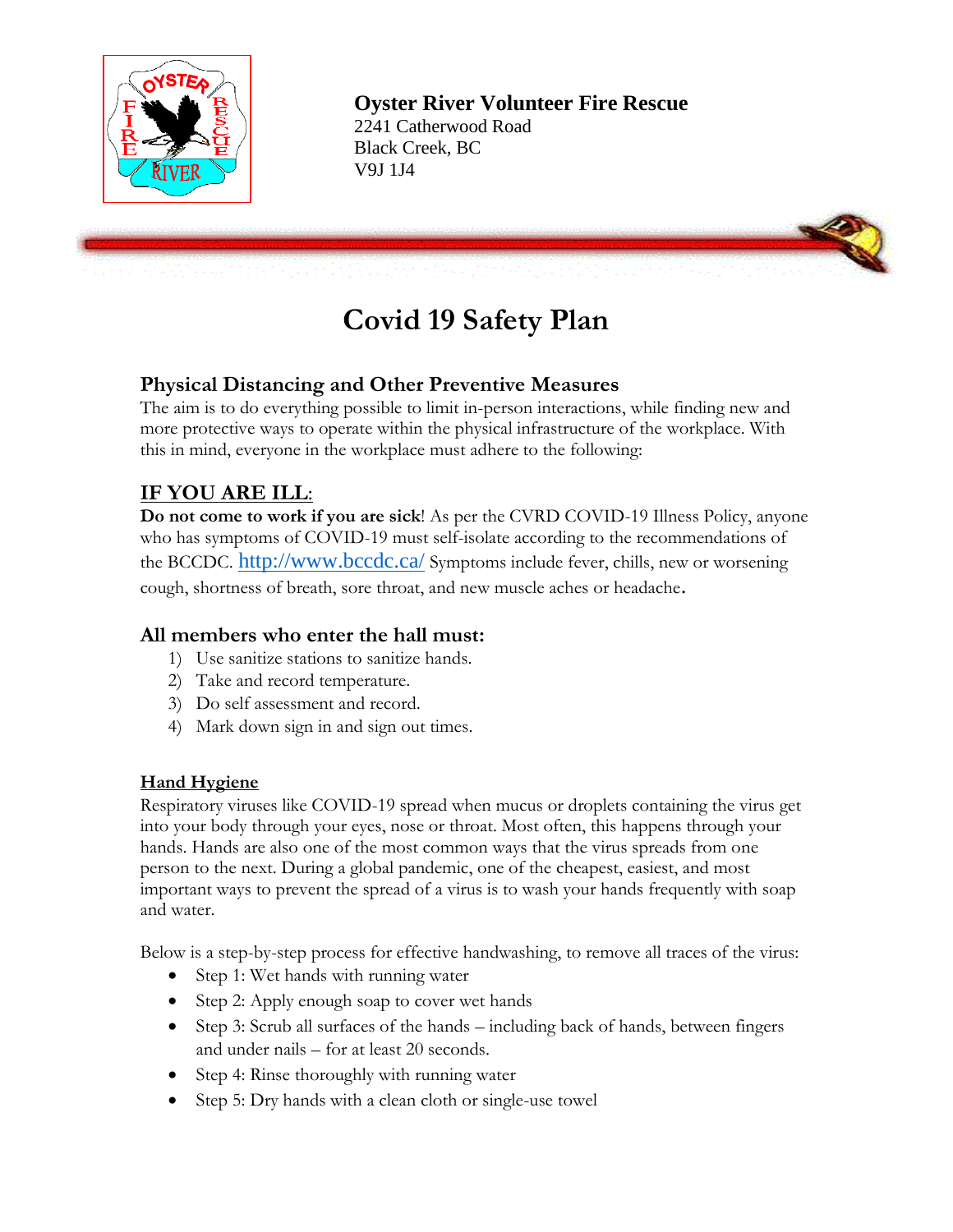**Oyster River Volunteer Fire Rescue**
2241 Catherwood Road
Black Creek, BC
V9J 1J4

# Covid 19 Safety Plan

## Physical Distancing and Other Preventive Measures

The aim is to do everything possible to limit in-person interactions, while finding new and more protective ways to operate within the physical infrastructure of the workplace. With this in mind, everyone in the workplace must adhere to the following:

## IF YOU ARE ILL:

**Do not come to work if you are sick**! As per the CVRD COVID-19 Illness Policy, anyone who has symptoms of COVID-19 must self-isolate according to the recommendations of the BCCDC. http://www.bccdc.ca/ Symptoms include fever, chills, new or worsening cough, shortness of breath, sore throat, and new muscle aches or headache.

## All members who enter the hall must:

1) Use sanitize stations to sanitize hands.
2) Take and record temperature.
3) Do self assessment and record.
4) Mark down sign in and sign out times.

### Hand Hygiene

Respiratory viruses like COVID-19 spread when mucus or droplets containing the virus get into your body through your eyes, nose or throat. Most often, this happens through your hands. Hands are also one of the most common ways that the virus spreads from one person to the next. During a global pandemic, one of the cheapest, easiest, and most important ways to prevent the spread of a virus is to wash your hands frequently with soap and water.

Below is a step-by-step process for effective handwashing, to remove all traces of the virus:

- Step 1: Wet hands with running water
- Step 2: Apply enough soap to cover wet hands
- Step 3: Scrub all surfaces of the hands – including back of hands, between fingers and under nails – for at least 20 seconds.
- Step 4: Rinse thoroughly with running water
- Step 5: Dry hands with a clean cloth or single-use towel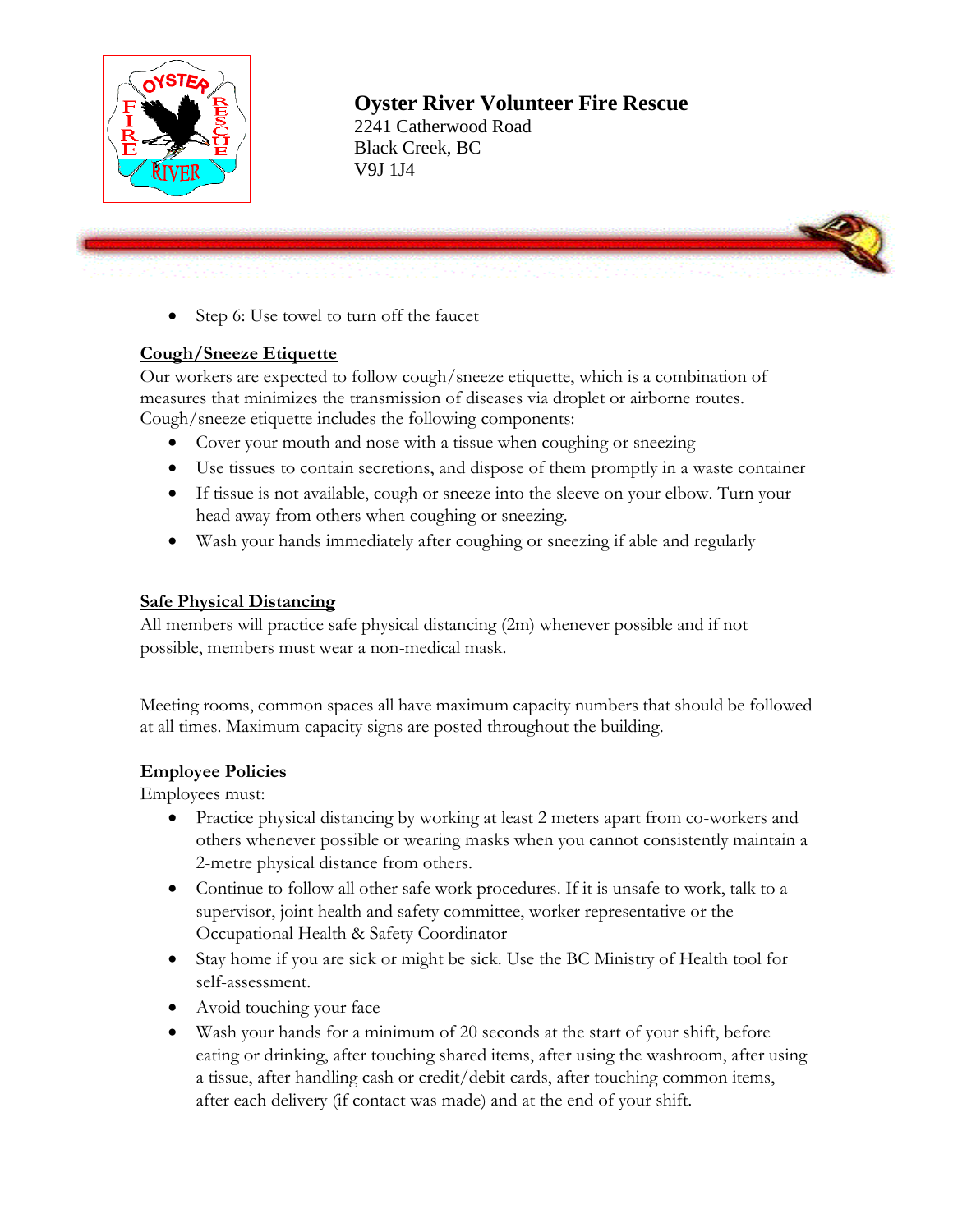- Step 6: Use towel to turn off the faucet

**Cough/Sneeze Etiquette**

Our workers are expected to follow cough/sneeze etiquette, which is a combination of measures that minimizes the transmission of diseases via droplet or airborne routes. Cough/sneeze etiquette includes the following components:

- Cover your mouth and nose with a tissue when coughing or sneezing
- Use tissues to contain secretions, and dispose of them promptly in a waste container
- If tissue is not available, cough or sneeze into the sleeve on your elbow. Turn your head away from others when coughing or sneezing.
- Wash your hands immediately after coughing or sneezing if able and regularly

**Safe Physical Distancing**

All members will practice safe physical distancing (2m) whenever possible and if not possible, members must wear a non-medical mask.

Meeting rooms, common spaces all have maximum capacity numbers that should be followed at all times. Maximum capacity signs are posted throughout the building.

**Employee Policies**

Employees must:

- Practice physical distancing by working at least 2 meters apart from co-workers and others whenever possible or wearing masks when you cannot consistently maintain a 2-metre physical distance from others.
- Continue to follow all other safe work procedures. If it is unsafe to work, talk to a supervisor, joint health and safety committee, worker representative or the Occupational Health & Safety Coordinator
- Stay home if you are sick or might be sick. Use the BC Ministry of Health tool for self-assessment.
- Avoid touching your face
- Wash your hands for a minimum of 20 seconds at the start of your shift, before eating or drinking, after touching shared items, after using the washroom, after using a tissue, after handling cash or credit/debit cards, after touching common items, after each delivery (if contact was made) and at the end of your shift.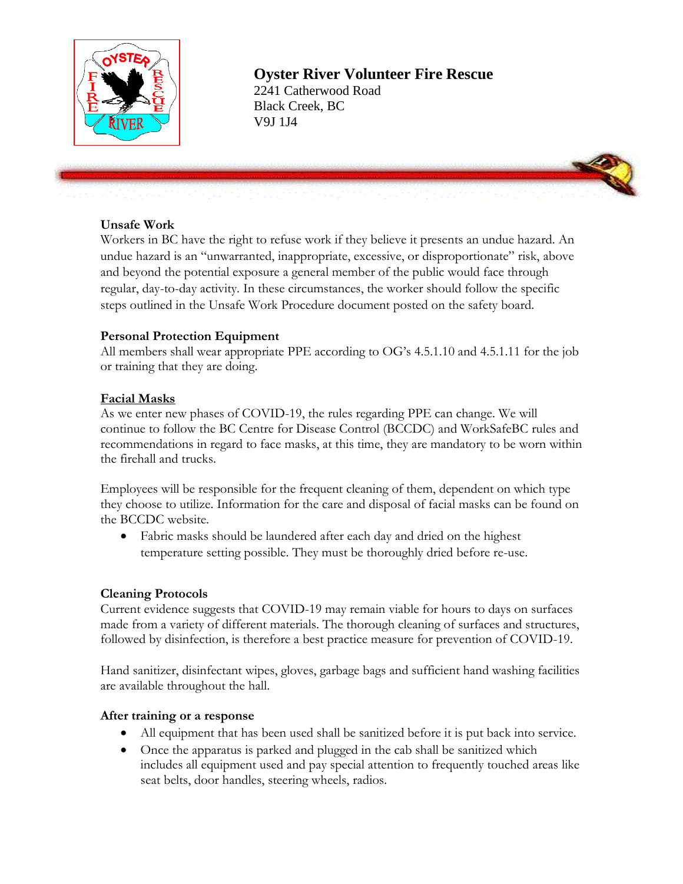**Oyster River Volunteer Fire Rescue**
2241 Catherwood Road
Black Creek, BC
V9J 1J4

**Unsafe Work**
Workers in BC have the right to refuse work if they believe it presents an undue hazard. An undue hazard is an "unwarranted, inappropriate, excessive, or disproportionate" risk, above and beyond the potential exposure a general member of the public would face through regular, day-to-day activity. In these circumstances, the worker should follow the specific steps outlined in the Unsafe Work Procedure document posted on the safety board.

**Personal Protection Equipment**
All members shall wear appropriate PPE according to OG's 4.5.1.10 and 4.5.1.11 for the job or training that they are doing.

**<u>Facial Masks</u>**
As we enter new phases of COVID-19, the rules regarding PPE can change. We will continue to follow the BC Centre for Disease Control (BCCDC) and WorkSafeBC rules and recommendations in regard to face masks, at this time, they are mandatory to be worn within the firehall and trucks.

Employees will be responsible for the frequent cleaning of them, dependent on which type they choose to utilize. Information for the care and disposal of facial masks can be found on the BCCDC website.

- Fabric masks should be laundered after each day and dried on the highest temperature setting possible. They must be thoroughly dried before re-use.

**Cleaning Protocols**
Current evidence suggests that COVID-19 may remain viable for hours to days on surfaces made from a variety of different materials. The thorough cleaning of surfaces and structures, followed by disinfection, is therefore a best practice measure for prevention of COVID-19.

Hand sanitizer, disinfectant wipes, gloves, garbage bags and sufficient hand washing facilities are available throughout the hall.

**After training or a response**

- All equipment that has been used shall be sanitized before it is put back into service.
- Once the apparatus is parked and plugged in the cab shall be sanitized which includes all equipment used and pay special attention to frequently touched areas like seat belts, door handles, steering wheels, radios.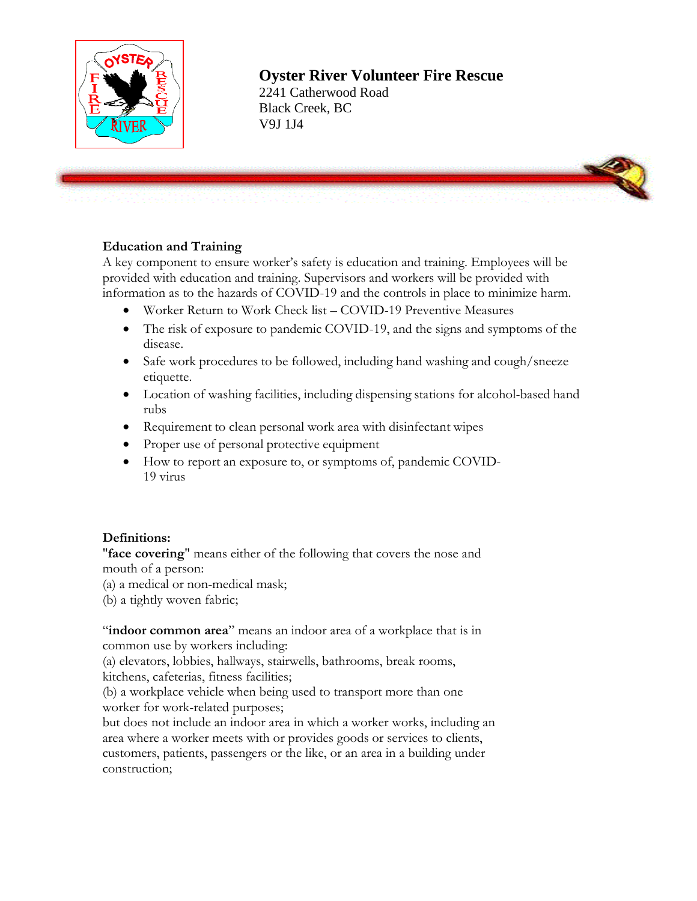**Oyster River Volunteer Fire Rescue**
2241 Catherwood Road
Black Creek, BC
V9J 1J4

**Education and Training**

A key component to ensure worker's safety is education and training. Employees will be provided with education and training. Supervisors and workers will be provided with information as to the hazards of COVID-19 and the controls in place to minimize harm.

- Worker Return to Work Check list – COVID-19 Preventive Measures
- The risk of exposure to pandemic COVID-19, and the signs and symptoms of the disease.
- Safe work procedures to be followed, including hand washing and cough/sneeze etiquette.
- Location of washing facilities, including dispensing stations for alcohol-based hand rubs
- Requirement to clean personal work area with disinfectant wipes
- Proper use of personal protective equipment
- How to report an exposure to, or symptoms of, pandemic COVID-19 virus

**Definitions:**

**"face covering"** means either of the following that covers the nose and mouth of a person:
(a) a medical or non-medical mask;
(b) a tightly woven fabric;

"**indoor common area**" means an indoor area of a workplace that is in common use by workers including:
(a) elevators, lobbies, hallways, stairwells, bathrooms, break rooms, kitchens, cafeterias, fitness facilities;
(b) a workplace vehicle when being used to transport more than one worker for work-related purposes;
but does not include an indoor area in which a worker works, including an area where a worker meets with or provides goods or services to clients, customers, patients, passengers or the like, or an area in a building under construction;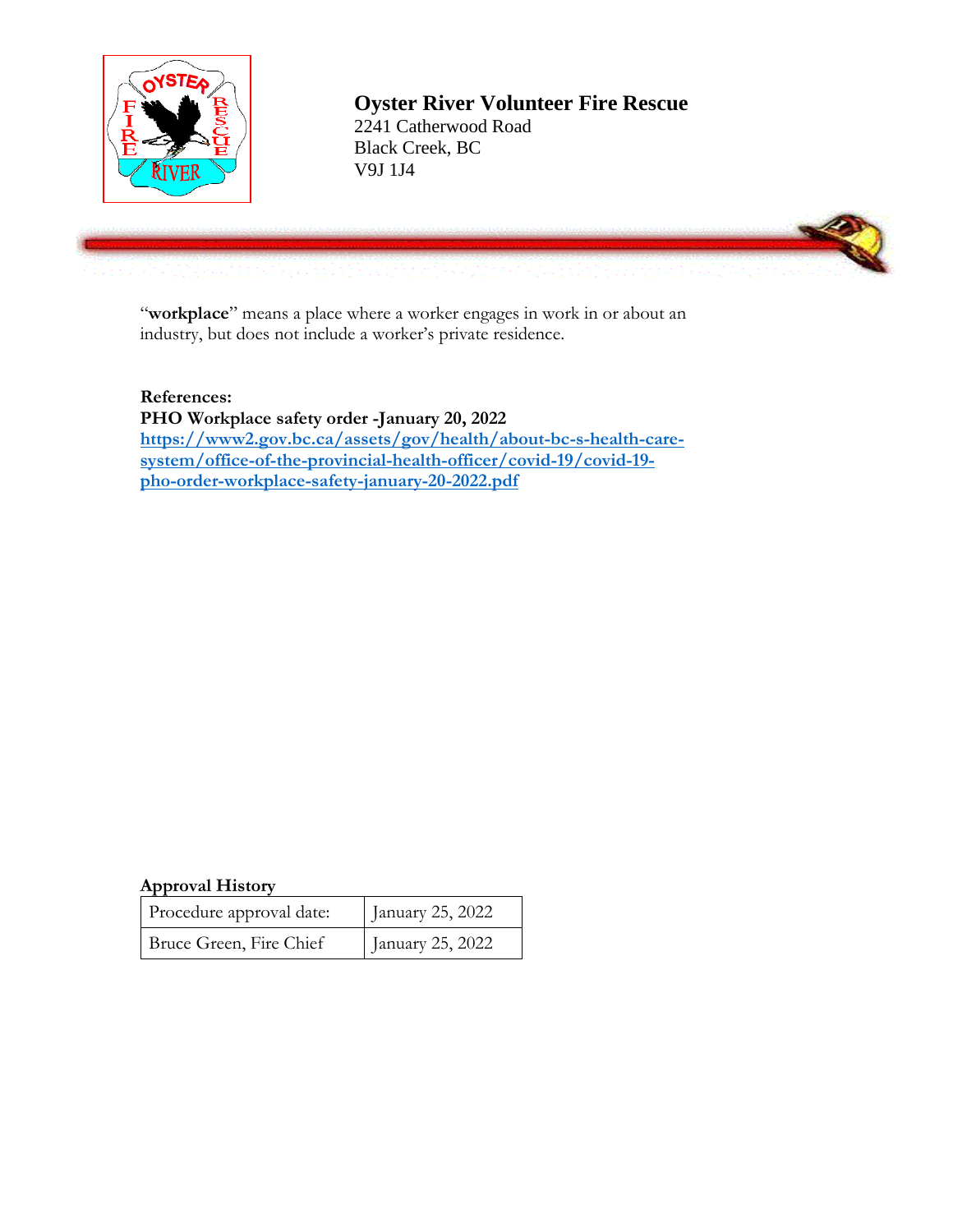**Oyster River Volunteer Fire Rescue**
2241 Catherwood Road
Black Creek, BC
V9J 1J4

"**workplace**" means a place where a worker engages in work in or about an industry, but does not include a worker's private residence.

**References:**
**PHO Workplace safety order -January 20, 2022**
[https://www2.gov.bc.ca/assets/gov/health/about-bc-s-health-care-system/office-of-the-provincial-health-officer/covid-19/covid-19-pho-order-workplace-safety-january-20-2022.pdf](https://www2.gov.bc.ca/assets/gov/health/about-bc-s-health-care-system/office-of-the-provincial-health-officer/covid-19/covid-19-pho-order-workplace-safety-january-20-2022.pdf)

**Approval History**

| | |
|---|---|
| Procedure approval date: | January 25, 2022 |
| Bruce Green, Fire Chief | January 25, 2022 |